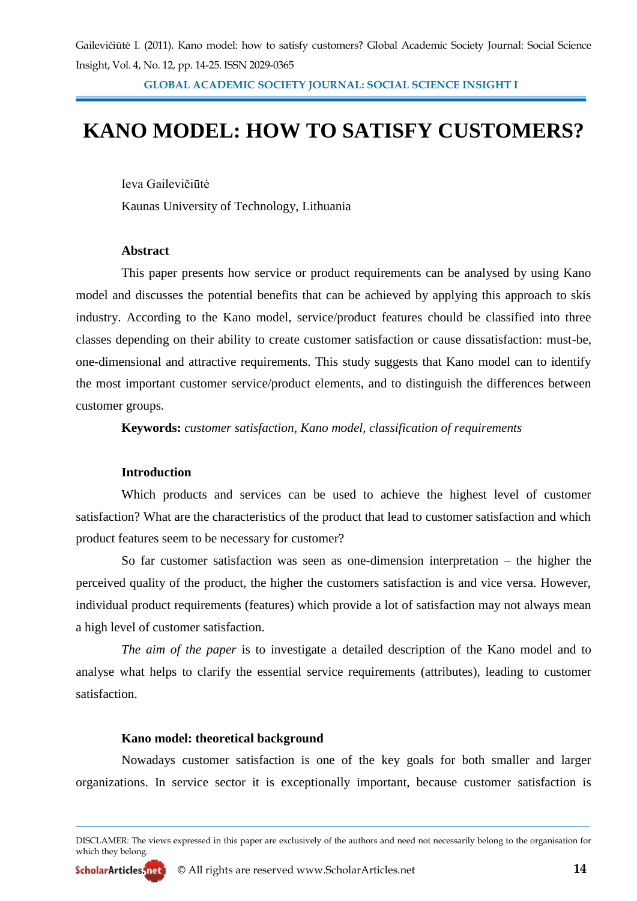# KANO MODEL: HOW TO SATISFY CUSTOMERS?

Ieva Gailevičiūtė

Kaunas University of Technology, Lithuania

### Abstract

This paper presents how service or product requirements can be analysed by using Kano model and discusses the potential benefits that can be achieved by applying this approach to skis industry. According to the Kano model, service/product features chould be classified into three classes depending on their ability to create customer satisfaction or cause dissatisfaction: must-be, one-dimensional and attractive requirements. This study suggests that Kano model can to identify the most important customer service/product elements, and to distinguish the differences between customer groups.

**Keywords:** *customer satisfaction, Kano model, classification of requirements*

### Introduction

Which products and services can be used to achieve the highest level of customer satisfaction? What are the characteristics of the product that lead to customer satisfaction and which product features seem to be necessary for customer?

So far customer satisfaction was seen as one-dimension interpretation – the higher the perceived quality of the product, the higher the customers satisfaction is and vice versa. However, individual product requirements (features) which provide a lot of satisfaction may not always mean a high level of customer satisfaction.

*The aim of the paper* is to investigate a detailed description of the Kano model and to analyse what helps to clarify the essential service requirements (attributes), leading to customer satisfaction.

### Kano model: theoretical background

Nowadays customer satisfaction is one of the key goals for both smaller and larger organizations. In service sector it is exceptionally important, because customer satisfaction is

DISCLAMER: The views expressed in this paper are exclusively of the authors and need not necessarily belong to the organisation for which they belong.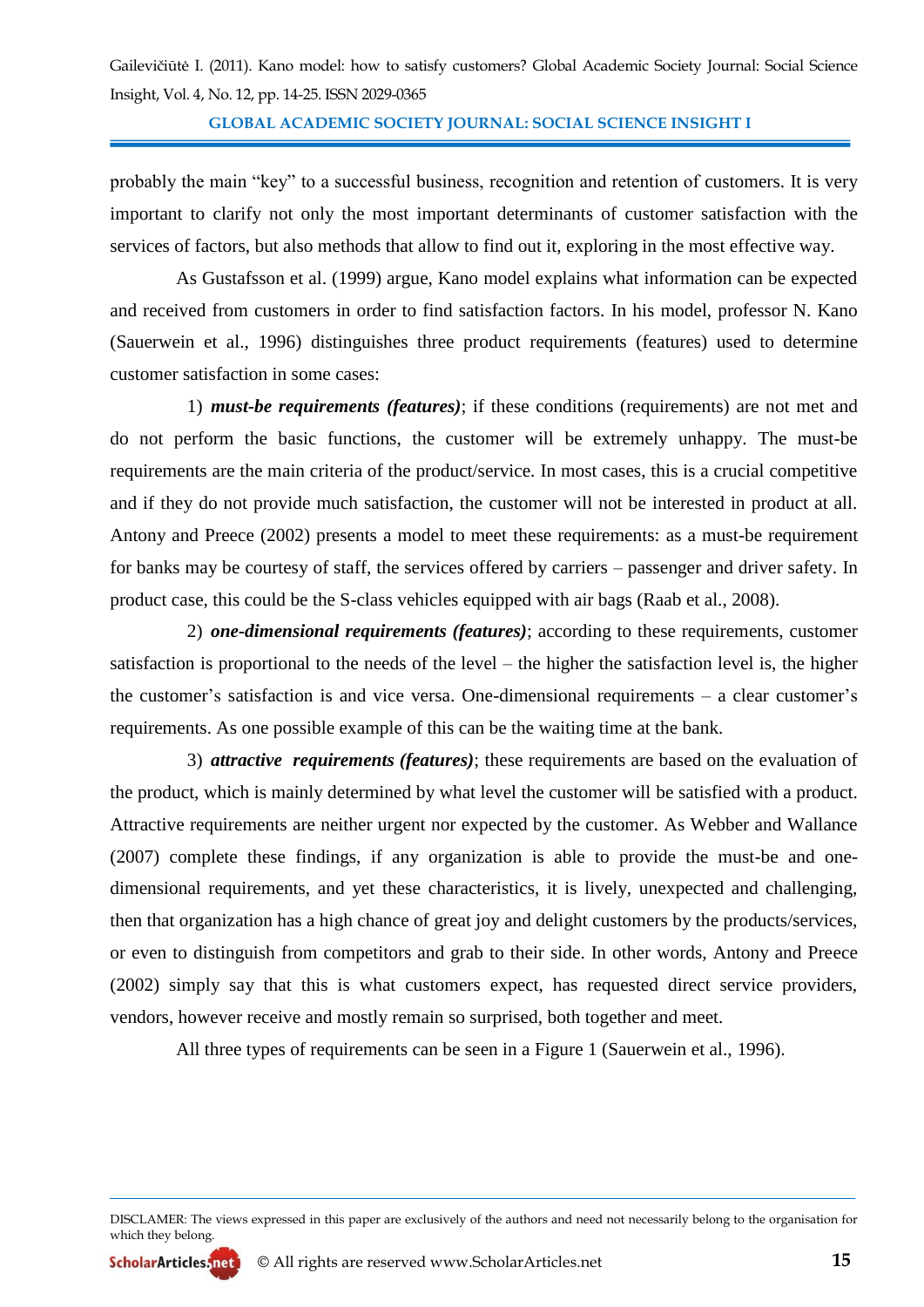probably the main "key" to a successful business, recognition and retention of customers. It is very important to clarify not only the most important determinants of customer satisfaction with the services of factors, but also methods that allow to find out it, exploring in the most effective way.

As Gustafsson et al. (1999) argue, Kano model explains what information can be expected and received from customers in order to find satisfaction factors. In his model, professor N. Kano (Sauerwein et al., 1996) distinguishes three product requirements (features) used to determine customer satisfaction in some cases:

1) ***must-be requirements (features)***; if these conditions (requirements) are not met and do not perform the basic functions, the customer will be extremely unhappy. The must-be requirements are the main criteria of the product/service. In most cases, this is a crucial competitive and if they do not provide much satisfaction, the customer will not be interested in product at all. Antony and Preece (2002) presents a model to meet these requirements: as a must-be requirement for banks may be courtesy of staff, the services offered by carriers – passenger and driver safety. In product case, this could be the S-class vehicles equipped with air bags (Raab et al., 2008).

2) ***one-dimensional requirements (features)***; according to these requirements, customer satisfaction is proportional to the needs of the level – the higher the satisfaction level is, the higher the customer's satisfaction is and vice versa. One-dimensional requirements – a clear customer's requirements. As one possible example of this can be the waiting time at the bank.

3) ***attractive requirements (features)***; these requirements are based on the evaluation of the product, which is mainly determined by what level the customer will be satisfied with a product. Attractive requirements are neither urgent nor expected by the customer. As Webber and Wallance (2007) complete these findings, if any organization is able to provide the must-be and one-dimensional requirements, and yet these characteristics, it is lively, unexpected and challenging, then that organization has a high chance of great joy and delight customers by the products/services, or even to distinguish from competitors and grab to their side. In other words, Antony and Preece (2002) simply say that this is what customers expect, has requested direct service providers, vendors, however receive and mostly remain so surprised, both together and meet.

All three types of requirements can be seen in a Figure 1 (Sauerwein et al., 1996).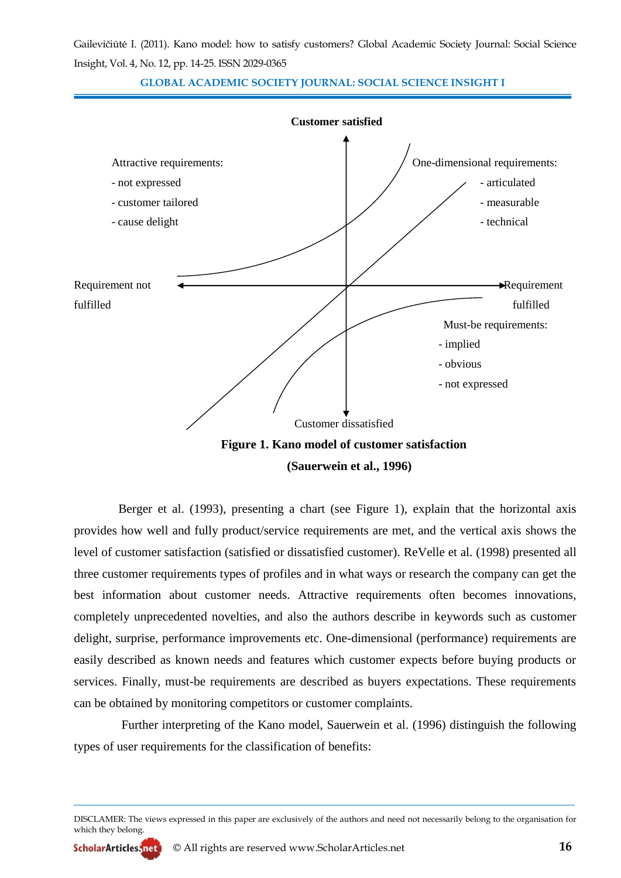Customer satisfied

Attractive requirements:
- not expressed
- customer tailored
- cause delight

One-dimensional requirements:
- articulated
- measurable
- technical

Requirement not fulfilled

Requirement fulfilled

Must-be requirements:
- implied
- obvious
- not expressed

Customer dissatisfied

**Figure 1. Kano model of customer satisfaction (Sauerwein et al., 1996)**

Berger et al. (1993), presenting a chart (see Figure 1), explain that the horizontal axis provides how well and fully product/service requirements are met, and the vertical axis shows the level of customer satisfaction (satisfied or dissatisfied customer). ReVelle et al. (1998) presented all three customer requirements types of profiles and in what ways or research the company can get the best information about customer needs. Attractive requirements often becomes innovations, completely unprecedented novelties, and also the authors describe in keywords such as customer delight, surprise, performance improvements etc. One-dimensional (performance) requirements are easily described as known needs and features which customer expects before buying products or services. Finally, must-be requirements are described as buyers expectations. These requirements can be obtained by monitoring competitors or customer complaints.

Further interpreting of the Kano model, Sauerwein et al. (1996) distinguish the following types of user requirements for the classification of benefits: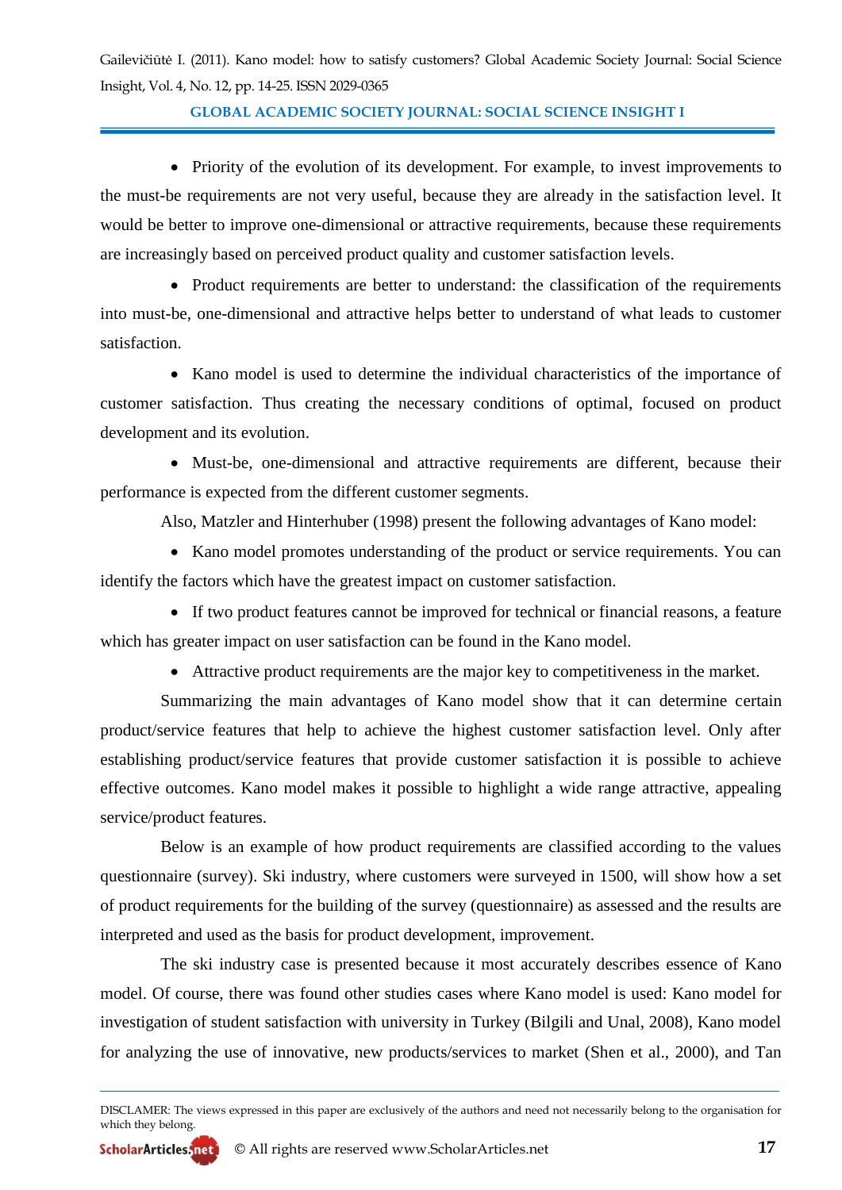- Priority of the evolution of its development. For example, to invest improvements to the must-be requirements are not very useful, because they are already in the satisfaction level. It would be better to improve one-dimensional or attractive requirements, because these requirements are increasingly based on perceived product quality and customer satisfaction levels.
- Product requirements are better to understand: the classification of the requirements into must-be, one-dimensional and attractive helps better to understand of what leads to customer satisfaction.
- Kano model is used to determine the individual characteristics of the importance of customer satisfaction. Thus creating the necessary conditions of optimal, focused on product development and its evolution.
- Must-be, one-dimensional and attractive requirements are different, because their performance is expected from the different customer segments.

Also, Matzler and Hinterhuber (1998) present the following advantages of Kano model:

- Kano model promotes understanding of the product or service requirements. You can identify the factors which have the greatest impact on customer satisfaction.
- If two product features cannot be improved for technical or financial reasons, a feature which has greater impact on user satisfaction can be found in the Kano model.
- Attractive product requirements are the major key to competitiveness in the market.

Summarizing the main advantages of Kano model show that it can determine certain product/service features that help to achieve the highest customer satisfaction level. Only after establishing product/service features that provide customer satisfaction it is possible to achieve effective outcomes. Kano model makes it possible to highlight a wide range attractive, appealing service/product features.

Below is an example of how product requirements are classified according to the values questionnaire (survey). Ski industry, where customers were surveyed in 1500, will show how a set of product requirements for the building of the survey (questionnaire) as assessed and the results are interpreted and used as the basis for product development, improvement.

The ski industry case is presented because it most accurately describes essence of Kano model. Of course, there was found other studies cases where Kano model is used: Kano model for investigation of student satisfaction with university in Turkey (Bilgili and Unal, 2008), Kano model for analyzing the use of innovative, new products/services to market (Shen et al., 2000), and Tan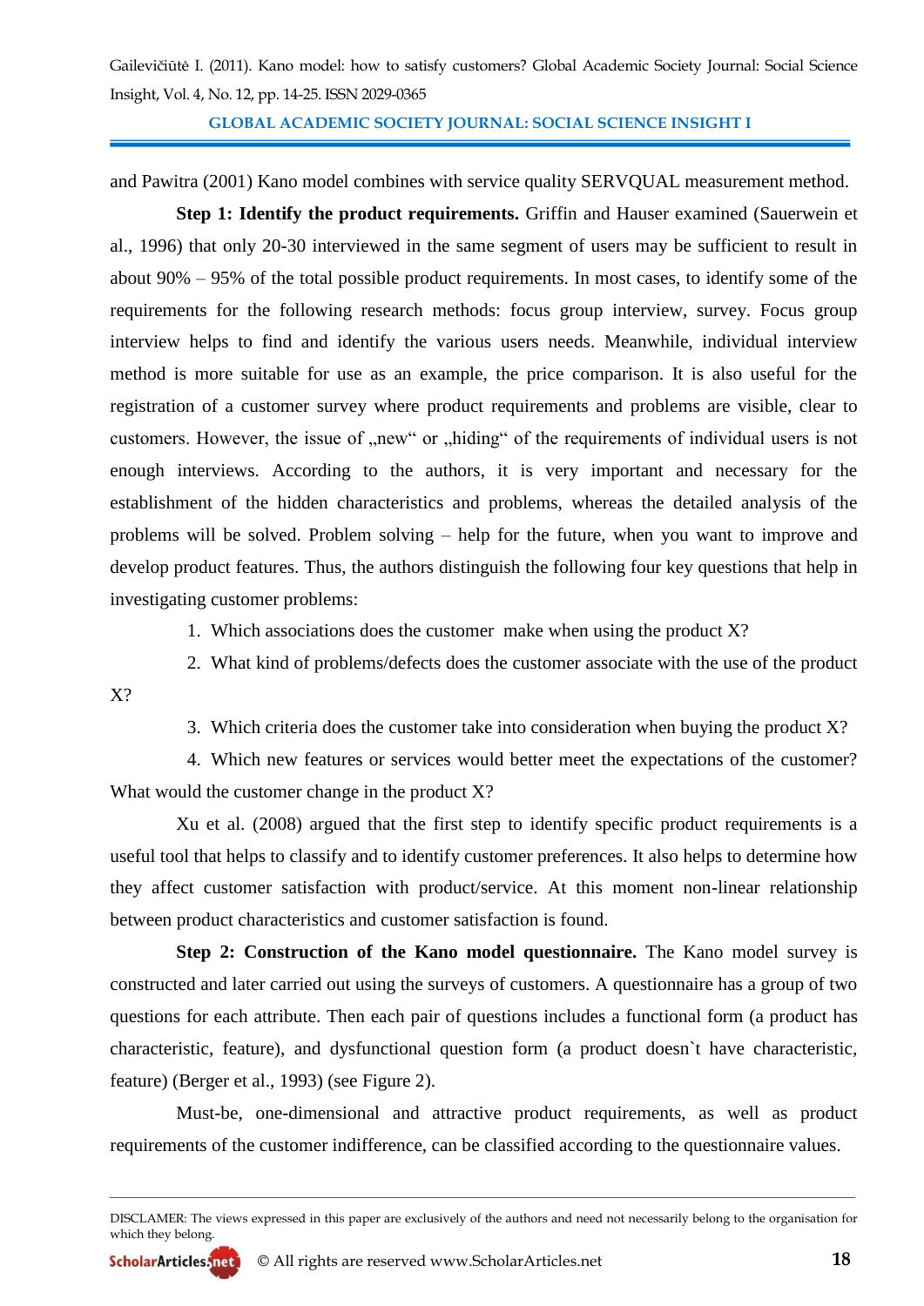and Pawitra (2001) Kano model combines with service quality SERVQUAL measurement method.

**Step 1: Identify the product requirements.** Griffin and Hauser examined (Sauerwein et al., 1996) that only 20-30 interviewed in the same segment of users may be sufficient to result in about 90% – 95% of the total possible product requirements. In most cases, to identify some of the requirements for the following research methods: focus group interview, survey. Focus group interview helps to find and identify the various users needs. Meanwhile, individual interview method is more suitable for use as an example, the price comparison. It is also useful for the registration of a customer survey where product requirements and problems are visible, clear to customers. However, the issue of „new" or „hiding" of the requirements of individual users is not enough interviews. According to the authors, it is very important and necessary for the establishment of the hidden characteristics and problems, whereas the detailed analysis of the problems will be solved. Problem solving – help for the future, when you want to improve and develop product features. Thus, the authors distinguish the following four key questions that help in investigating customer problems:

1. Which associations does the customer make when using the product X?
2. What kind of problems/defects does the customer associate with the use of the product X?
3. Which criteria does the customer take into consideration when buying the product X?
4. Which new features or services would better meet the expectations of the customer? What would the customer change in the product X?

Xu et al. (2008) argued that the first step to identify specific product requirements is a useful tool that helps to classify and to identify customer preferences. It also helps to determine how they affect customer satisfaction with product/service. At this moment non-linear relationship between product characteristics and customer satisfaction is found.

**Step 2: Construction of the Kano model questionnaire.** The Kano model survey is constructed and later carried out using the surveys of customers. A questionnaire has a group of two questions for each attribute. Then each pair of questions includes a functional form (a product has characteristic, feature), and dysfunctional question form (a product doesn`t have characteristic, feature) (Berger et al., 1993) (see Figure 2).

Must-be, one-dimensional and attractive product requirements, as well as product requirements of the customer indifference, can be classified according to the questionnaire values.

DISCLAMER: The views expressed in this paper are exclusively of the authors and need not necessarily belong to the organisation for which they belong.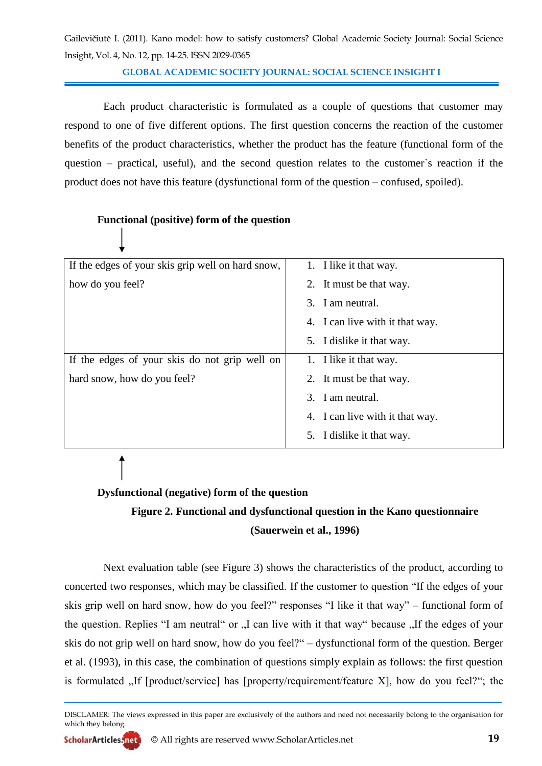Each product characteristic is formulated as a couple of questions that customer may respond to one of five different options. The first question concerns the reaction of the customer benefits of the product characteristics, whether the product has the feature (functional form of the question – practical, useful), and the second question relates to the customer`s reaction if the product does not have this feature (dysfunctional form of the question – confused, spoiled).

**Functional (positive) form of the question**

↓

| | |
|---|---|
| If the edges of your skis grip well on hard snow, how do you feel? | 1. I like it that way.<br>2. It must be that way.<br>3. I am neutral.<br>4. I can live with it that way.<br>5. I dislike it that way. |
| If the edges of your skis do not grip well on hard snow, how do you feel? | 1. I like it that way.<br>2. It must be that way.<br>3. I am neutral.<br>4. I can live with it that way.<br>5. I dislike it that way. |

↑

**Dysfunctional (negative) form of the question**

**Figure 2. Functional and dysfunctional question in the Kano questionnaire (Sauerwein et al., 1996)**

Next evaluation table (see Figure 3) shows the characteristics of the product, according to concerted two responses, which may be classified. If the customer to question "If the edges of your skis grip well on hard snow, how do you feel?" responses "I like it that way" – functional form of the question. Replies "I am neutral" or „I can live with it that way" because „If the edges of your skis do not grip well on hard snow, how do you feel?" – dysfunctional form of the question. Berger et al. (1993), in this case, the combination of questions simply explain as follows: the first question is formulated „If [product/service] has [property/requirement/feature X], how do you feel?"; the

DISCLAMER: The views expressed in this paper are exclusively of the authors and need not necessarily belong to the organisation for which they belong.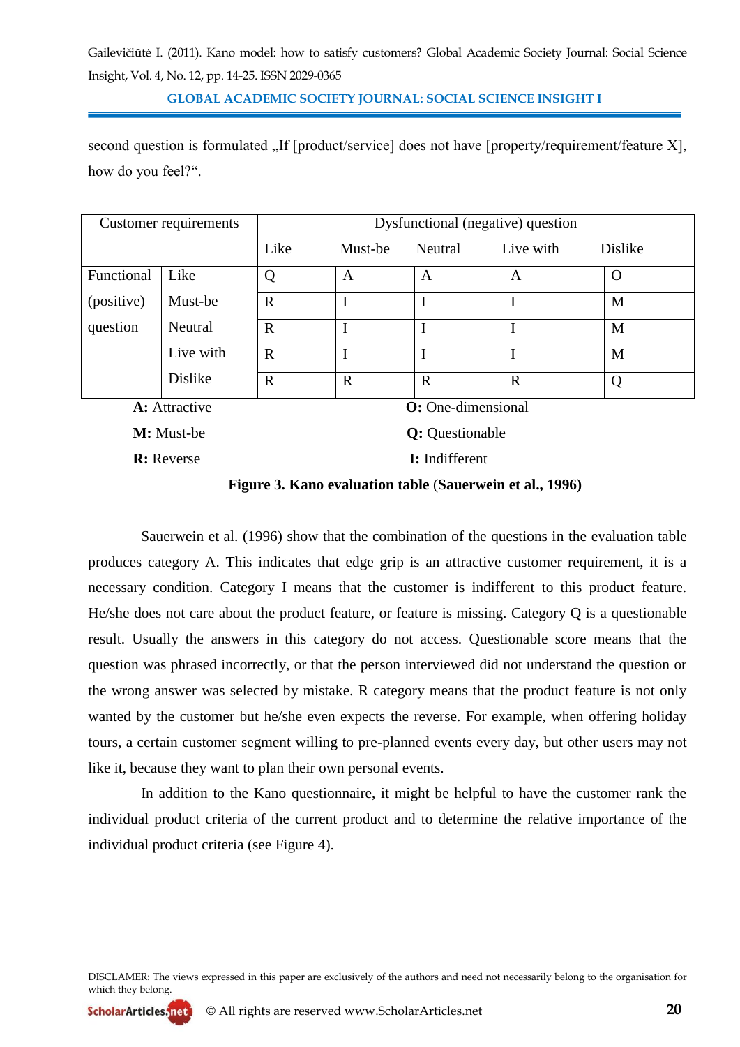second question is formulated „If [product/service] does not have [property/requirement/feature X], how do you feel?“.

| Customer requirements | | Dysfunctional (negative) question | | | | |
|---|---|---|---|---|---|---|
| | | Like | Must-be | Neutral | Live with | Dislike |
| Functional (positive) question | Like | Q | A | A | A | O |
| | Must-be | R | I | I | I | M |
| | Neutral | R | I | I | I | M |
| | Live with | R | I | I | I | M |
| | Dislike | R | R | R | R | Q |

**A:** Attractive **O:** One-dimensional

**M:** Must-be **Q:** Questionable

**R:** Reverse **I:** Indifferent

**Figure 3. Kano evaluation table (Sauerwein et al., 1996)**

Sauerwein et al. (1996) show that the combination of the questions in the evaluation table produces category A. This indicates that edge grip is an attractive customer requirement, it is a necessary condition. Category I means that the customer is indifferent to this product feature. He/she does not care about the product feature, or feature is missing. Category Q is a questionable result. Usually the answers in this category do not access. Questionable score means that the question was phrased incorrectly, or that the person interviewed did not understand the question or the wrong answer was selected by mistake. R category means that the product feature is not only wanted by the customer but he/she even expects the reverse. For example, when offering holiday tours, a certain customer segment willing to pre-planned events every day, but other users may not like it, because they want to plan their own personal events.

In addition to the Kano questionnaire, it might be helpful to have the customer rank the individual product criteria of the current product and to determine the relative importance of the individual product criteria (see Figure 4).

DISCLAMER: The views expressed in this paper are exclusively of the authors and need not necessarily belong to the organisation for which they belong.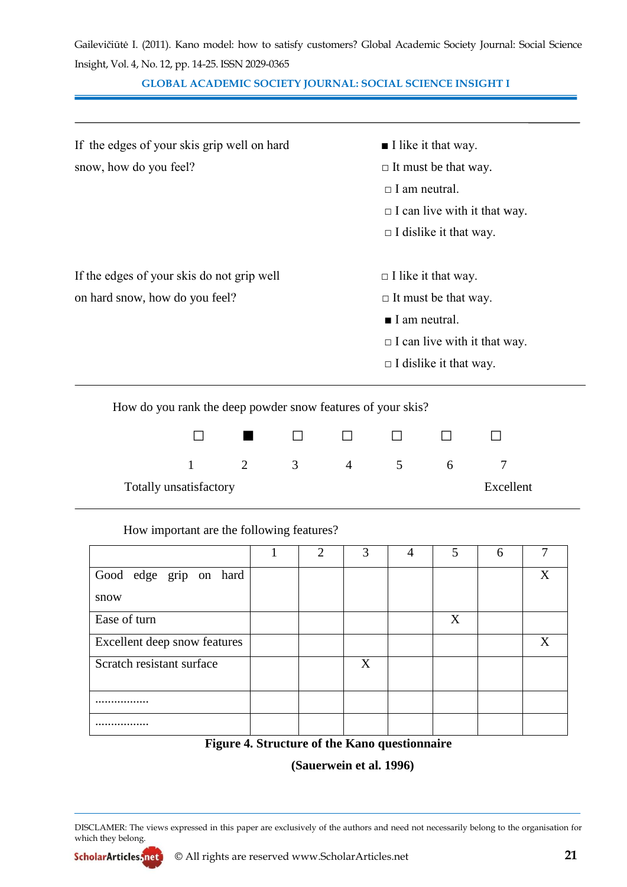If the edges of your skis grip well on hard snow, how do you feel?

■ I like it that way.
□ It must be that way.
□ I am neutral.
□ I can live with it that way.
□ I dislike it that way.

If the edges of your skis do not grip well on hard snow, how do you feel?

□ I like it that way.
□ It must be that way.
■ I am neutral.
□ I can live with it that way.
□ I dislike it that way.

---

How do you rank the deep powder snow features of your skis?

| ☐ | ■ | ☐ | ☐ | ☐ | ☐ | ☐ |
|---|---|---|---|---|---|---|
| 1 | 2 | 3 | 4 | 5 | 6 | 7 |

Totally unsatisfactory ... Excellent

---

How important are the following features?

| | 1 | 2 | 3 | 4 | 5 | 6 | 7 |
|---|---|---|---|---|---|---|---|
| Good edge grip on hard snow | | | | | | | X |
| Ease of turn | | | | | X | | |
| Excellent deep snow features | | | | | | | X |
| Scratch resistant surface | | | X | | | | |
| ................. | | | | | | | |
| ................. | | | | | | | |

**Figure 4. Structure of the Kano questionnaire**

**(Sauerwein et al. 1996)**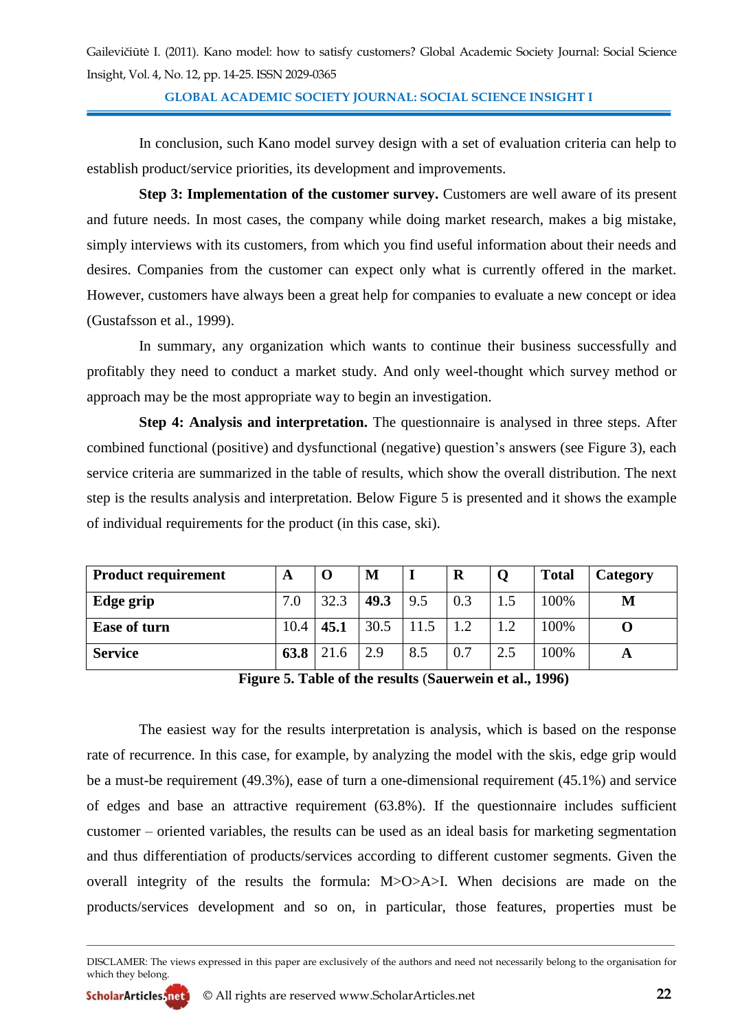In conclusion, such Kano model survey design with a set of evaluation criteria can help to establish product/service priorities, its development and improvements.

**Step 3: Implementation of the customer survey.** Customers are well aware of its present and future needs. In most cases, the company while doing market research, makes a big mistake, simply interviews with its customers, from which you find useful information about their needs and desires. Companies from the customer can expect only what is currently offered in the market. However, customers have always been a great help for companies to evaluate a new concept or idea (Gustafsson et al., 1999).

In summary, any organization which wants to continue their business successfully and profitably they need to conduct a market study. And only weel-thought which survey method or approach may be the most appropriate way to begin an investigation.

**Step 4: Analysis and interpretation.** The questionnaire is analysed in three steps. After combined functional (positive) and dysfunctional (negative) question's answers (see Figure 3), each service criteria are summarized in the table of results, which show the overall distribution. The next step is the results analysis and interpretation. Below Figure 5 is presented and it shows the example of individual requirements for the product (in this case, ski).

| **Product requirement** | **A** | **O** | **M** | **I** | **R** | **Q** | **Total** | **Category** |
|---|---|---|---|---|---|---|---|---|
| **Edge grip** | 7.0 | 32.3 | **49.3** | 9.5 | 0.3 | 1.5 | 100% | **M** |
| **Ease of turn** | 10.4 | **45.1** | 30.5 | 11.5 | 1.2 | 1.2 | 100% | **O** |
| **Service** | **63.8** | 21.6 | 2.9 | 8.5 | 0.7 | 2.5 | 100% | **A** |

**Figure 5. Table of the results (Sauerwein et al., 1996)**

The easiest way for the results interpretation is analysis, which is based on the response rate of recurrence. In this case, for example, by analyzing the model with the skis, edge grip would be a must-be requirement (49.3%), ease of turn a one-dimensional requirement (45.1%) and service of edges and base an attractive requirement (63.8%). If the questionnaire includes sufficient customer – oriented variables, the results can be used as an ideal basis for marketing segmentation and thus differentiation of products/services according to different customer segments. Given the overall integrity of the results the formula: M>O>A>I. When decisions are made on the products/services development and so on, in particular, those features, properties must be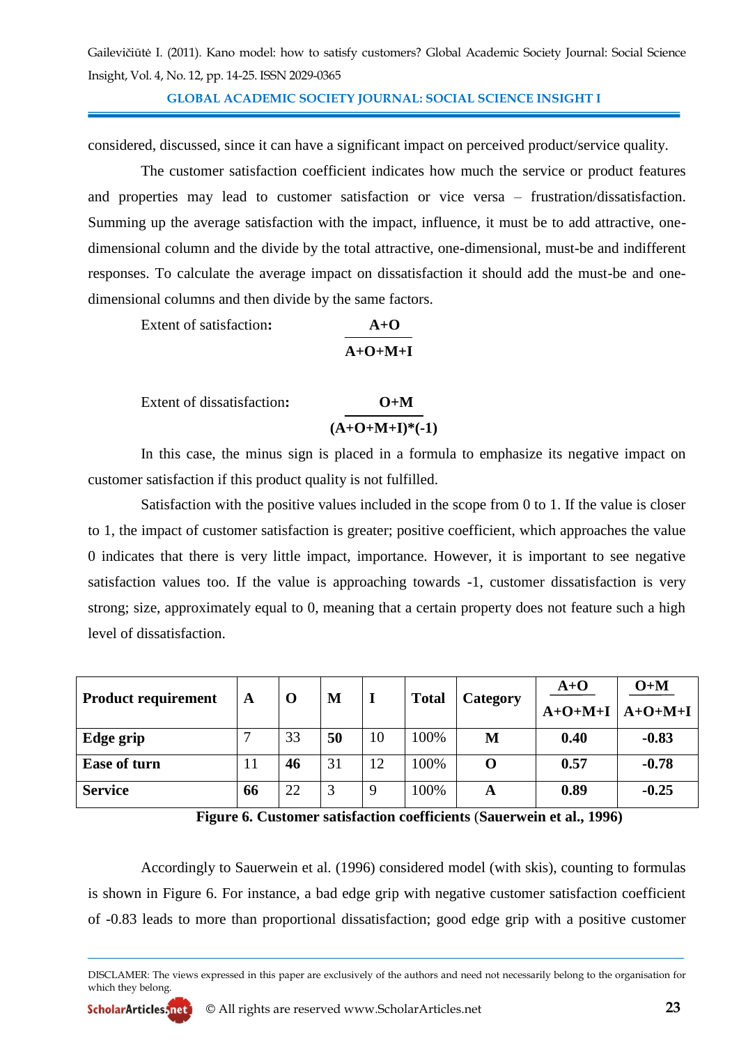considered, discussed, since it can have a significant impact on perceived product/service quality.

The customer satisfaction coefficient indicates how much the service or product features and properties may lead to customer satisfaction or vice versa – frustration/dissatisfaction. Summing up the average satisfaction with the impact, influence, it must be to add attractive, one-dimensional column and the divide by the total attractive, one-dimensional, must-be and indifferent responses. To calculate the average impact on dissatisfaction it should add the must-be and one-dimensional columns and then divide by the same factors.

Extent of satisfaction:

$$\frac{\mathbf{A+O}}{\mathbf{A+O+M+I}}$$

Extent of dissatisfaction:

$$\frac{\mathbf{O+M}}{\mathbf{(A+O+M+I)*(-1)}}$$

In this case, the minus sign is placed in a formula to emphasize its negative impact on customer satisfaction if this product quality is not fulfilled.

Satisfaction with the positive values included in the scope from 0 to 1. If the value is closer to 1, the impact of customer satisfaction is greater; positive coefficient, which approaches the value 0 indicates that there is very little impact, importance. However, it is important to see negative satisfaction values too. If the value is approaching towards -1, customer dissatisfaction is very strong; size, approximately equal to 0, meaning that a certain property does not feature such a high level of dissatisfaction.

| **Product requirement** | **A** | **O** | **M** | **I** | **Total** | **Category** | $\frac{A+O}{A+O+M+I}$ | $\frac{O+M}{A+O+M+I}$ |
|---|---|---|---|---|---|---|---|---|
| **Edge grip** | 7 | 33 | **50** | 10 | 100% | **M** | **0.40** | **-0.83** |
| **Ease of turn** | 11 | **46** | 31 | 12 | 100% | **O** | **0.57** | **-0.78** |
| **Service** | **66** | 22 | 3 | 9 | 100% | **A** | **0.89** | **-0.25** |

**Figure 6. Customer satisfaction coefficients** (**Sauerwein et al., 1996**)

Accordingly to Sauerwein et al. (1996) considered model (with skis), counting to formulas is shown in Figure 6. For instance, a bad edge grip with negative customer satisfaction coefficient of -0.83 leads to more than proportional dissatisfaction; good edge grip with a positive customer

DISCLAMER: The views expressed in this paper are exclusively of the authors and need not necessarily belong to the organisation for which they belong.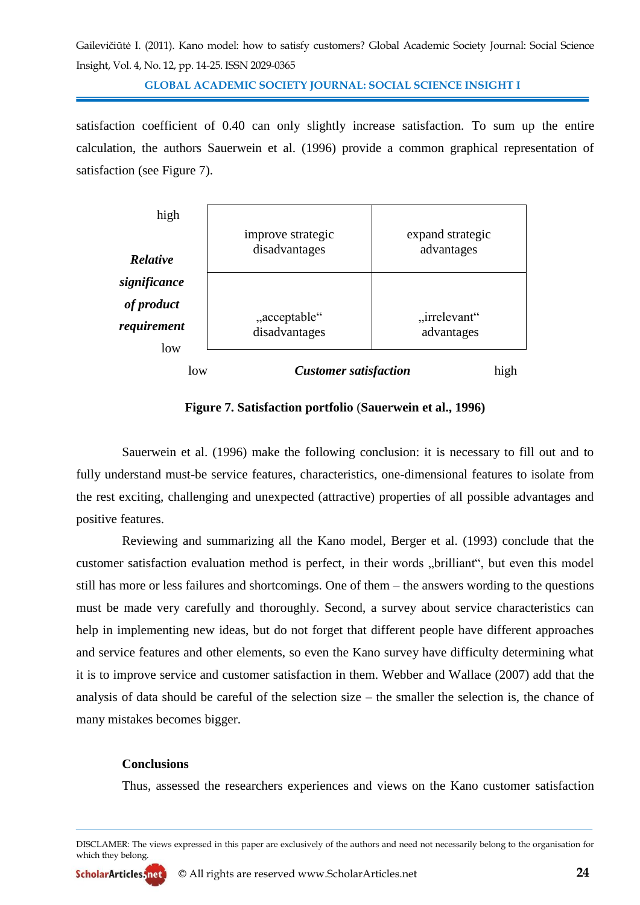satisfaction coefficient of 0.40 can only slightly increase satisfaction. To sum up the entire calculation, the authors Sauerwein et al. (1996) provide a common graphical representation of satisfaction (see Figure 7).

| ***Relative significance of product requirement*** | low ← ***Customer satisfaction*** → high | |
|---|---|---|
| high | improve strategic disadvantages | expand strategic advantages |
| low | „acceptable“ disadvantages | „irrelevant“ advantages |

**Figure 7. Satisfaction portfolio (Sauerwein et al., 1996)**

Sauerwein et al. (1996) make the following conclusion: it is necessary to fill out and to fully understand must-be service features, characteristics, one-dimensional features to isolate from the rest exciting, challenging and unexpected (attractive) properties of all possible advantages and positive features.

Reviewing and summarizing all the Kano model, Berger et al. (1993) conclude that the customer satisfaction evaluation method is perfect, in their words „brilliant“, but even this model still has more or less failures and shortcomings. One of them – the answers wording to the questions must be made very carefully and thoroughly. Second, a survey about service characteristics can help in implementing new ideas, but do not forget that different people have different approaches and service features and other elements, so even the Kano survey have difficulty determining what it is to improve service and customer satisfaction in them. Webber and Wallace (2007) add that the analysis of data should be careful of the selection size – the smaller the selection is, the chance of many mistakes becomes bigger.

**Conclusions**

Thus, assessed the researchers experiences and views on the Kano customer satisfaction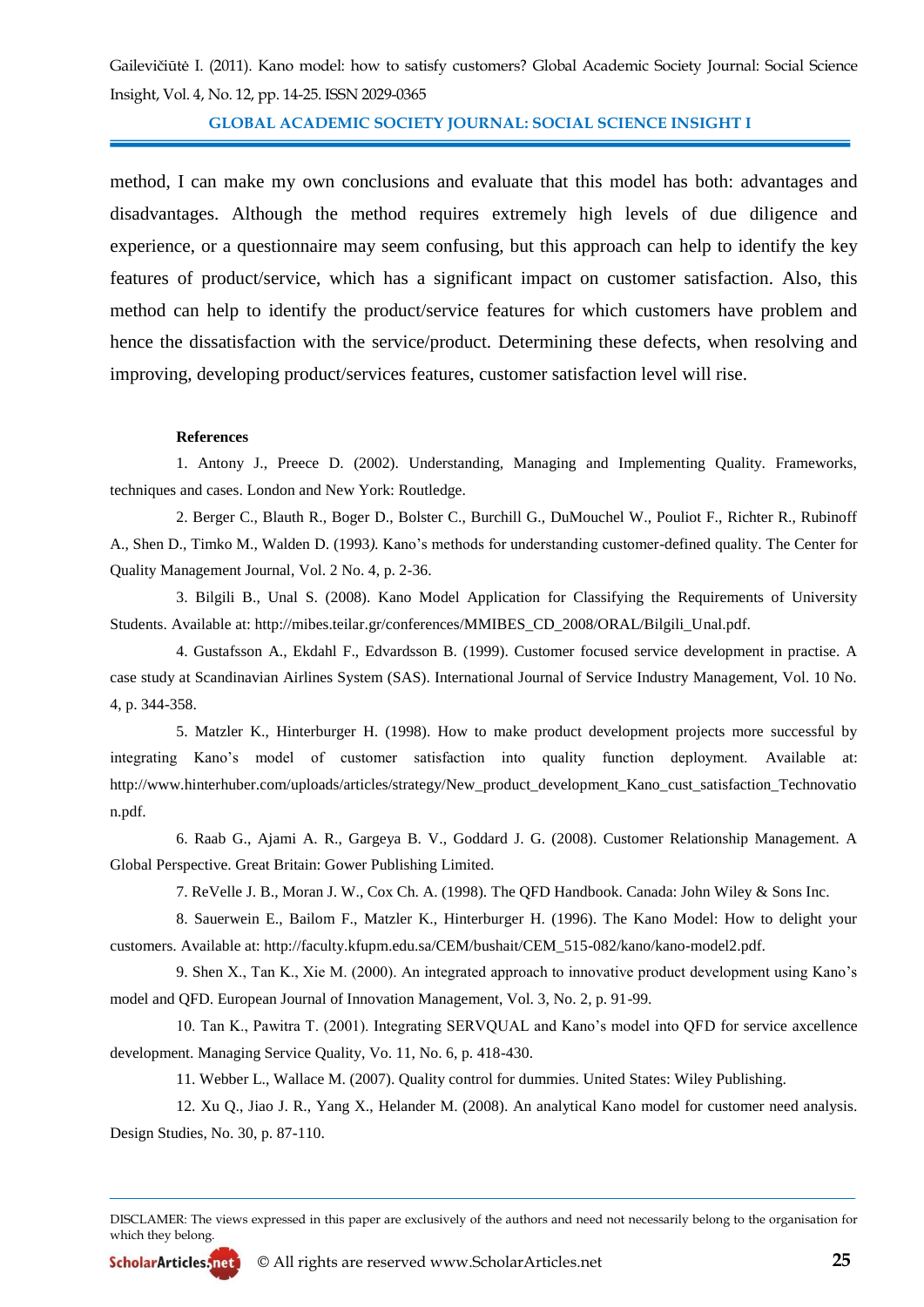method, I can make my own conclusions and evaluate that this model has both: advantages and disadvantages. Although the method requires extremely high levels of due diligence and experience, or a questionnaire may seem confusing, but this approach can help to identify the key features of product/service, which has a significant impact on customer satisfaction. Also, this method can help to identify the product/service features for which customers have problem and hence the dissatisfaction with the service/product. Determining these defects, when resolving and improving, developing product/services features, customer satisfaction level will rise.

**References**

1. Antony J., Preece D. (2002). Understanding, Managing and Implementing Quality. Frameworks, techniques and cases. London and New York: Routledge.
2. Berger C., Blauth R., Boger D., Bolster C., Burchill G., DuMouchel W., Pouliot F., Richter R., Rubinoff A., Shen D., Timko M., Walden D. (1993). Kano's methods for understanding customer-defined quality. The Center for Quality Management Journal, Vol. 2 No. 4, p. 2-36.
3. Bilgili B., Unal S. (2008). Kano Model Application for Classifying the Requirements of University Students. Available at: http://mibes.teilar.gr/conferences/MMIBES_CD_2008/ORAL/Bilgili_Unal.pdf.
4. Gustafsson A., Ekdahl F., Edvardsson B. (1999). Customer focused service development in practise. A case study at Scandinavian Airlines System (SAS). International Journal of Service Industry Management, Vol. 10 No. 4, p. 344-358.
5. Matzler K., Hinterburger H. (1998). How to make product development projects more successful by integrating Kano's model of customer satisfaction into quality function deployment. Available at: http://www.hinterhuber.com/uploads/articles/strategy/New_product_development_Kano_cust_satisfaction_Technovation.pdf.
6. Raab G., Ajami A. R., Gargeya B. V., Goddard J. G. (2008). Customer Relationship Management. A Global Perspective. Great Britain: Gower Publishing Limited.
7. ReVelle J. B., Moran J. W., Cox Ch. A. (1998). The QFD Handbook. Canada: John Wiley & Sons Inc.
8. Sauerwein E., Bailom F., Matzler K., Hinterburger H. (1996). The Kano Model: How to delight your customers. Available at: http://faculty.kfupm.edu.sa/CEM/bushait/CEM_515-082/kano/kano-model2.pdf.
9. Shen X., Tan K., Xie M. (2000). An integrated approach to innovative product development using Kano's model and QFD. European Journal of Innovation Management, Vol. 3, No. 2, p. 91-99.
10. Tan K., Pawitra T. (2001). Integrating SERVQUAL and Kano's model into QFD for service axcellence development. Managing Service Quality, Vo. 11, No. 6, p. 418-430.
11. Webber L., Wallace M. (2007). Quality control for dummies. United States: Wiley Publishing.
12. Xu Q., Jiao J. R., Yang X., Helander M. (2008). An analytical Kano model for customer need analysis. Design Studies, No. 30, p. 87-110.

DISCLAMER: The views expressed in this paper are exclusively of the authors and need not necessarily belong to the organisation for which they belong.